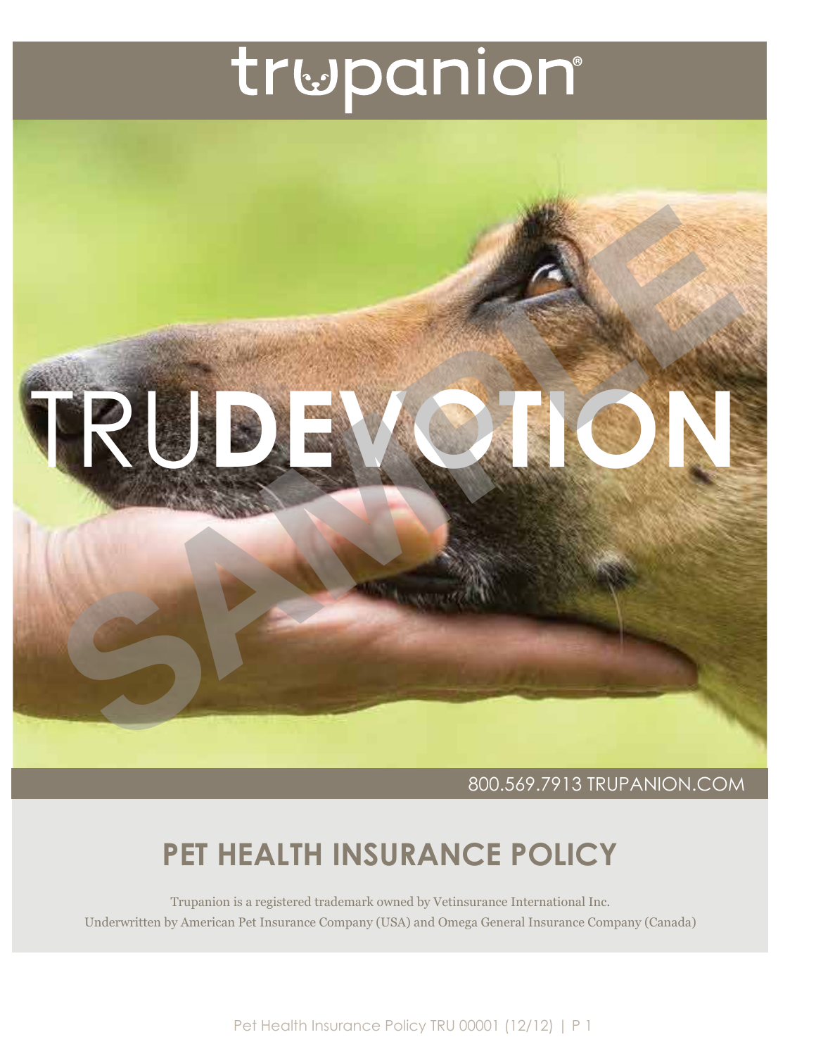# trupanion®

# TRUDEVOTION

SAMPLE

800.569.7913 TRUPANION.COM

## PET HEALTH INSURANCE POLICY

Trupanion is a registered trademark owned by Vetinsurance International Inc.
Underwritten by American Pet Insurance Company (USA) and Omega General Insurance Company (Canada)

Pet Health Insurance Policy TRU 00001 (12/12)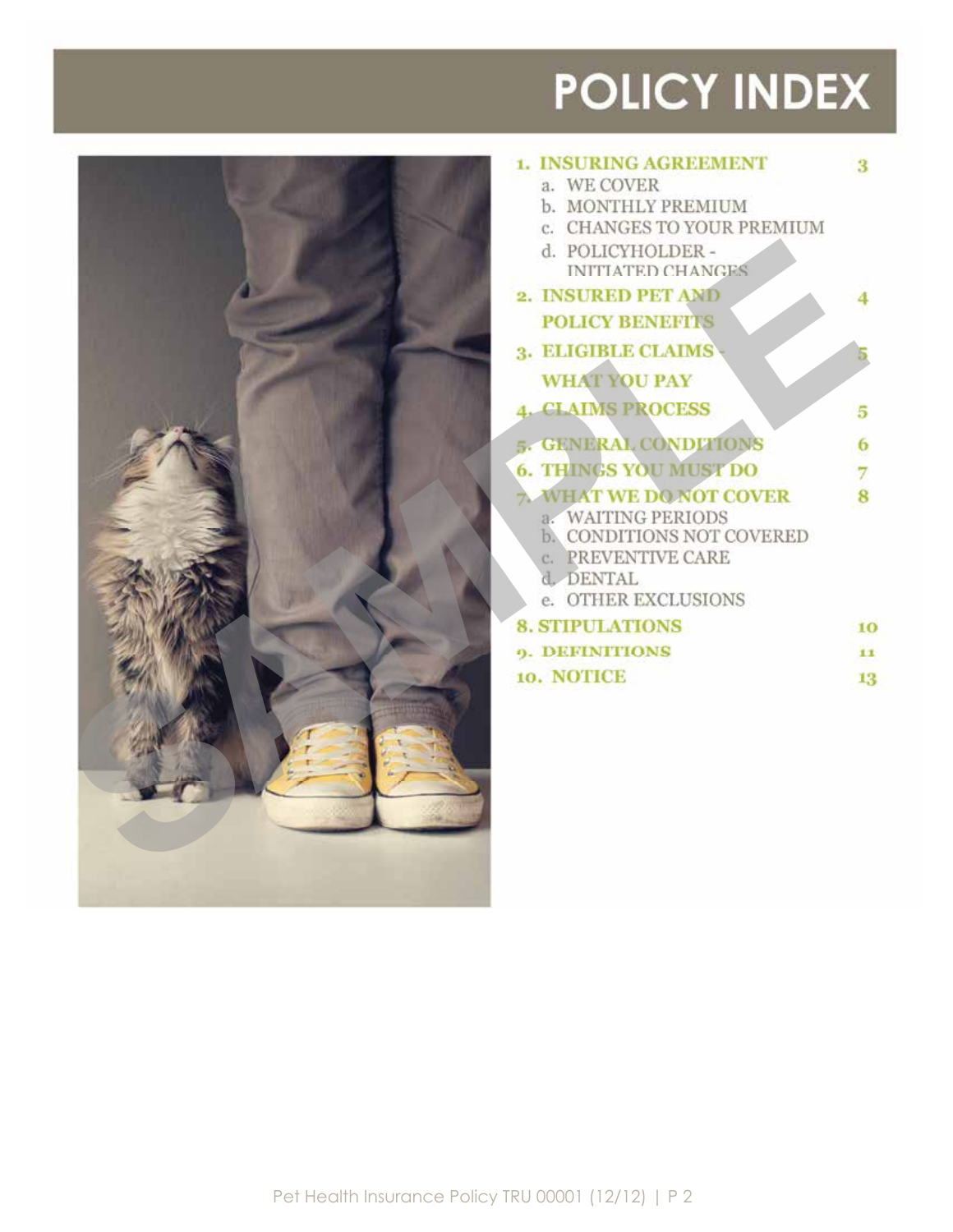# POLICY INDEX

| Section | Page |
|---|---|
| 1. INSURING AGREEMENT | 3 |
| a. WE COVER | |
| b. MONTHLY PREMIUM | |
| c. CHANGES TO YOUR PREMIUM | |
| d. POLICYHOLDER - INITIATED CHANGES | |
| 2. INSURED PET AND POLICY BENEFITS | 4 |
| 3. ELIGIBLE CLAIMS - WHAT YOU PAY | 5 |
| 4. CLAIMS PROCESS | 5 |
| 5. GENERAL CONDITIONS | 6 |
| 6. THINGS YOU MUST DO | 7 |
| 7. WHAT WE DO NOT COVER | 8 |
| a. WAITING PERIODS | |
| b. CONDITIONS NOT COVERED | |
| c. PREVENTIVE CARE | |
| d. DENTAL | |
| e. OTHER EXCLUSIONS | |
| 8. STIPULATIONS | 10 |
| 9. DEFINITIONS | 11 |
| 10. NOTICE | 13 |

SAMPLE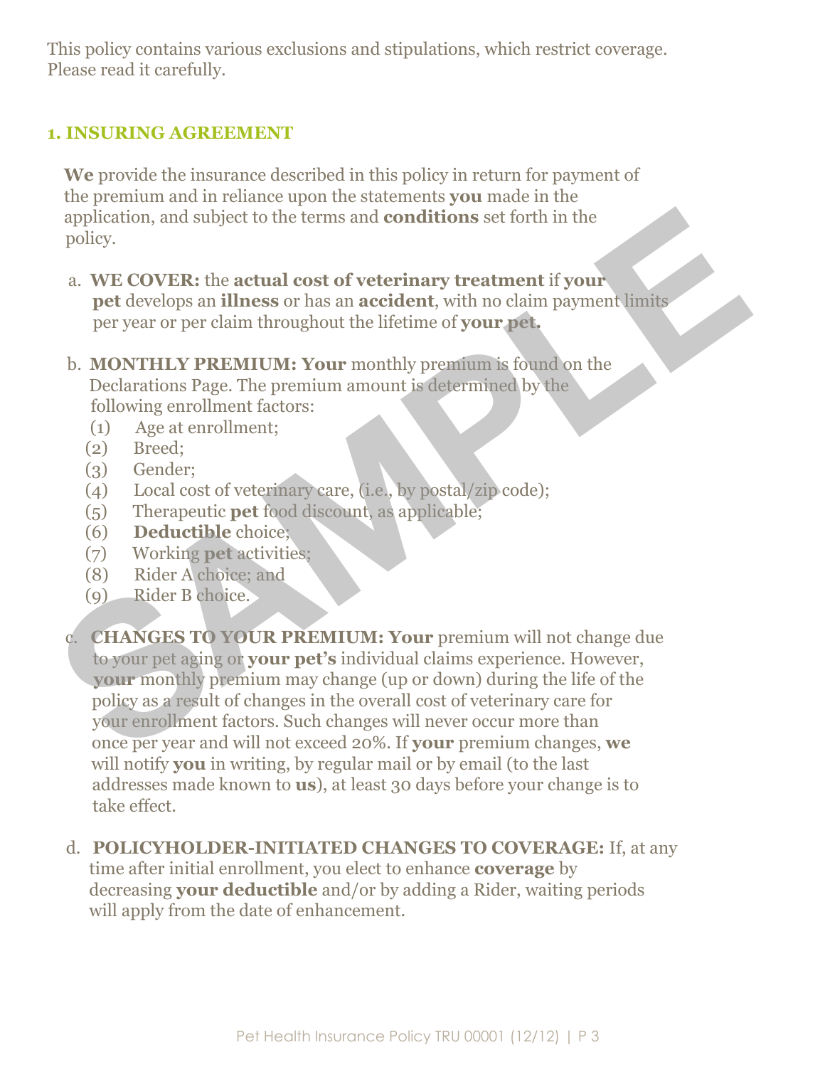This policy contains various exclusions and stipulations, which restrict coverage. Please read it carefully.

## 1. INSURING AGREEMENT

**We** provide the insurance described in this policy in return for payment of the premium and in reliance upon the statements **you** made in the application, and subject to the terms and **conditions** set forth in the policy.

a. **WE COVER:** the **actual cost of veterinary treatment** if **your pet** develops an **illness** or has an **accident**, with no claim payment limits per year or per claim throughout the lifetime of **your pet.**

b. **MONTHLY PREMIUM: Your** monthly premium is found on the Declarations Page. The premium amount is determined by the following enrollment factors:
   (1) Age at enrollment;
   (2) Breed;
   (3) Gender;
   (4) Local cost of veterinary care, (i.e., by postal/zip code);
   (5) Therapeutic **pet** food discount, as applicable;
   (6) **Deductible** choice;
   (7) Working **pet** activities;
   (8) Rider A choice; and
   (9) Rider B choice.

c. **CHANGES TO YOUR PREMIUM: Your** premium will not change due to your pet aging or **your pet's** individual claims experience. However, **your** monthly premium may change (up or down) during the life of the policy as a result of changes in the overall cost of veterinary care for your enrollment factors. Such changes will never occur more than once per year and will not exceed 20%. If **your** premium changes, **we** will notify **you** in writing, by regular mail or by email (to the last addresses made known to **us**), at least 30 days before your change is to take effect.

d. **POLICYHOLDER-INITIATED CHANGES TO COVERAGE:** If, at any time after initial enrollment, you elect to enhance **coverage** by decreasing **your deductible** and/or by adding a Rider, waiting periods will apply from the date of enhancement.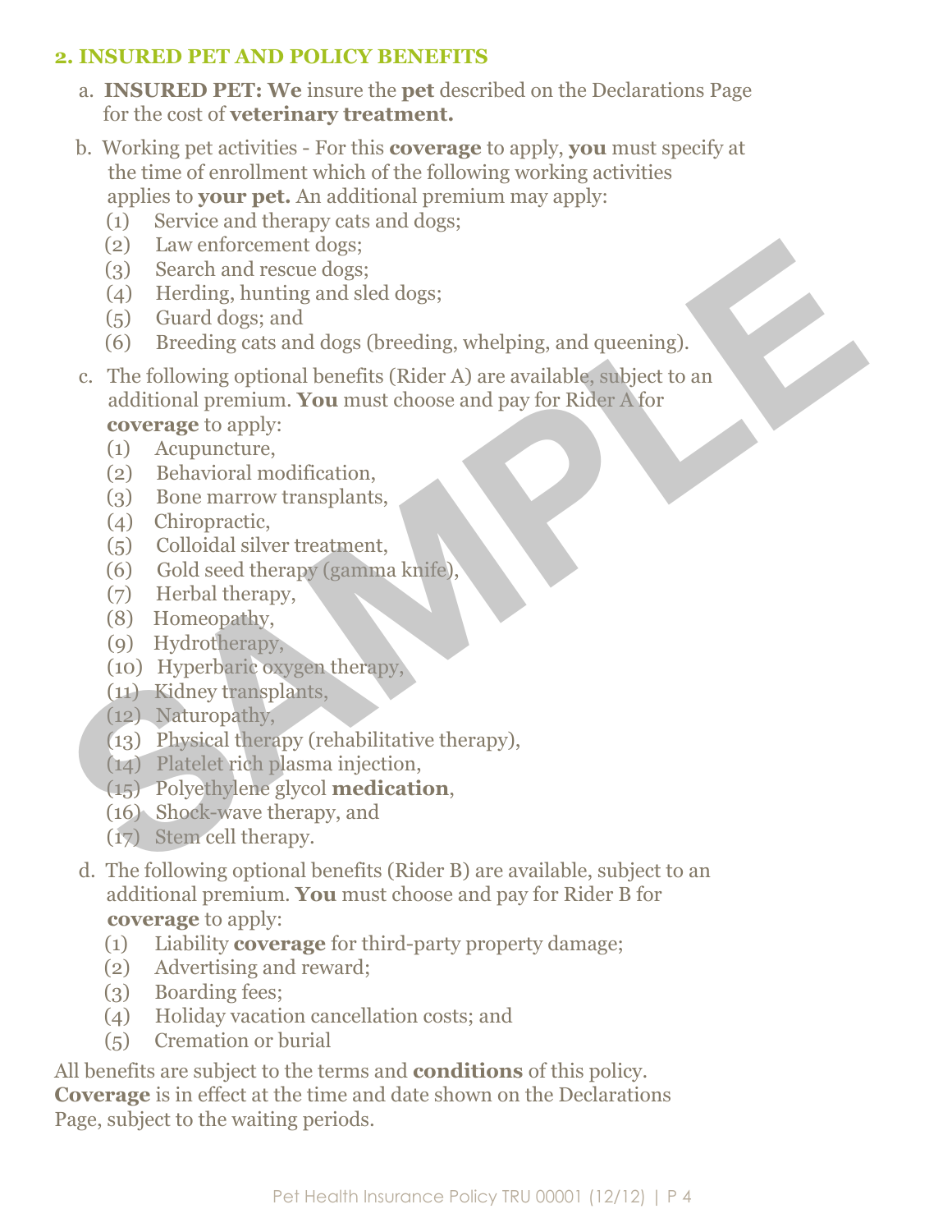## 2. INSURED PET AND POLICY BENEFITS

a. **INSURED PET: We** insure the **pet** described on the Declarations Page for the cost of **veterinary treatment.**

b. Working pet activities - For this **coverage** to apply, **you** must specify at the time of enrollment which of the following working activities applies to **your pet.** An additional premium may apply:

   (1) Service and therapy cats and dogs;
   (2) Law enforcement dogs;
   (3) Search and rescue dogs;
   (4) Herding, hunting and sled dogs;
   (5) Guard dogs; and
   (6) Breeding cats and dogs (breeding, whelping, and queening).

c. The following optional benefits (Rider A) are available, subject to an additional premium. **You** must choose and pay for Rider A for **coverage** to apply:

   (1) Acupuncture,
   (2) Behavioral modification,
   (3) Bone marrow transplants,
   (4) Chiropractic,
   (5) Colloidal silver treatment,
   (6) Gold seed therapy (gamma knife),
   (7) Herbal therapy,
   (8) Homeopathy,
   (9) Hydrotherapy,
   (10) Hyperbaric oxygen therapy,
   (11) Kidney transplants,
   (12) Naturopathy,
   (13) Physical therapy (rehabilitative therapy),
   (14) Platelet rich plasma injection,
   (15) Polyethylene glycol **medication**,
   (16) Shock-wave therapy, and
   (17) Stem cell therapy.

d. The following optional benefits (Rider B) are available, subject to an additional premium. **You** must choose and pay for Rider B for **coverage** to apply:

   (1) Liability **coverage** for third-party property damage;
   (2) Advertising and reward;
   (3) Boarding fees;
   (4) Holiday vacation cancellation costs; and
   (5) Cremation or burial

All benefits are subject to the terms and **conditions** of this policy. **Coverage** is in effect at the time and date shown on the Declarations Page, subject to the waiting periods.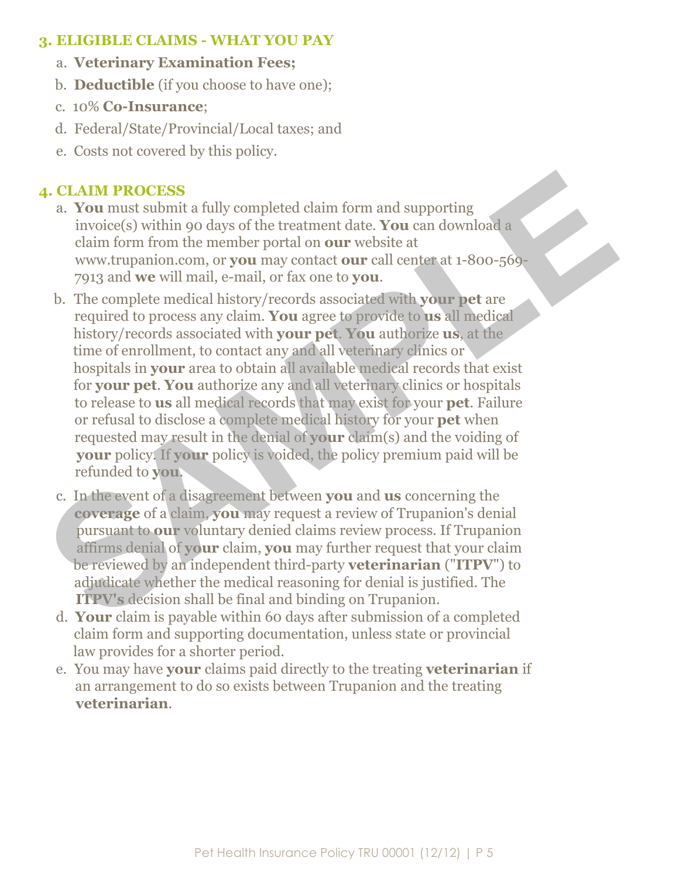## 3. ELIGIBLE CLAIMS - WHAT YOU PAY

a. **Veterinary Examination Fees;**
b. **Deductible** (if you choose to have one);
c. 10% **Co-Insurance**;
d. Federal/State/Provincial/Local taxes; and
e. Costs not covered by this policy.

## 4. CLAIM PROCESS

a. **You** must submit a fully completed claim form and supporting invoice(s) within 90 days of the treatment date. **You** can download a claim form from the member portal on **our** website at www.trupanion.com, or **you** may contact **our** call center at 1-800-569-7913 and **we** will mail, e-mail, or fax one to **you**.

b. The complete medical history/records associated with **your pet** are required to process any claim. **You** agree to provide to **us** all medical history/records associated with **your pet**. **You** authorize **us**, at the time of enrollment, to contact any and all veterinary clinics or hospitals in **your** area to obtain all available medical records that exist for **your pet**. **You** authorize any and all veterinary clinics or hospitals to release to **us** all medical records that may exist for your **pet**. Failure or refusal to disclose a complete medical history for your **pet** when requested may result in the denial of **your** claim(s) and the voiding of **your** policy. If **your** policy is voided, the policy premium paid will be refunded to **you**.

c. In the event of a disagreement between **you** and **us** concerning the **coverage** of a claim, **you** may request a review of Trupanion's denial pursuant to **our** voluntary denied claims review process. If Trupanion affirms denial of **your** claim, **you** may further request that your claim be reviewed by an independent third-party **veterinarian** ("**ITPV**") to adjudicate whether the medical reasoning for denial is justified. The **ITPV's** decision shall be final and binding on Trupanion.

d. **Your** claim is payable within 60 days after submission of a completed claim form and supporting documentation, unless state or provincial law provides for a shorter period.

e. You may have **your** claims paid directly to the treating **veterinarian** if an arrangement to do so exists between Trupanion and the treating **veterinarian**.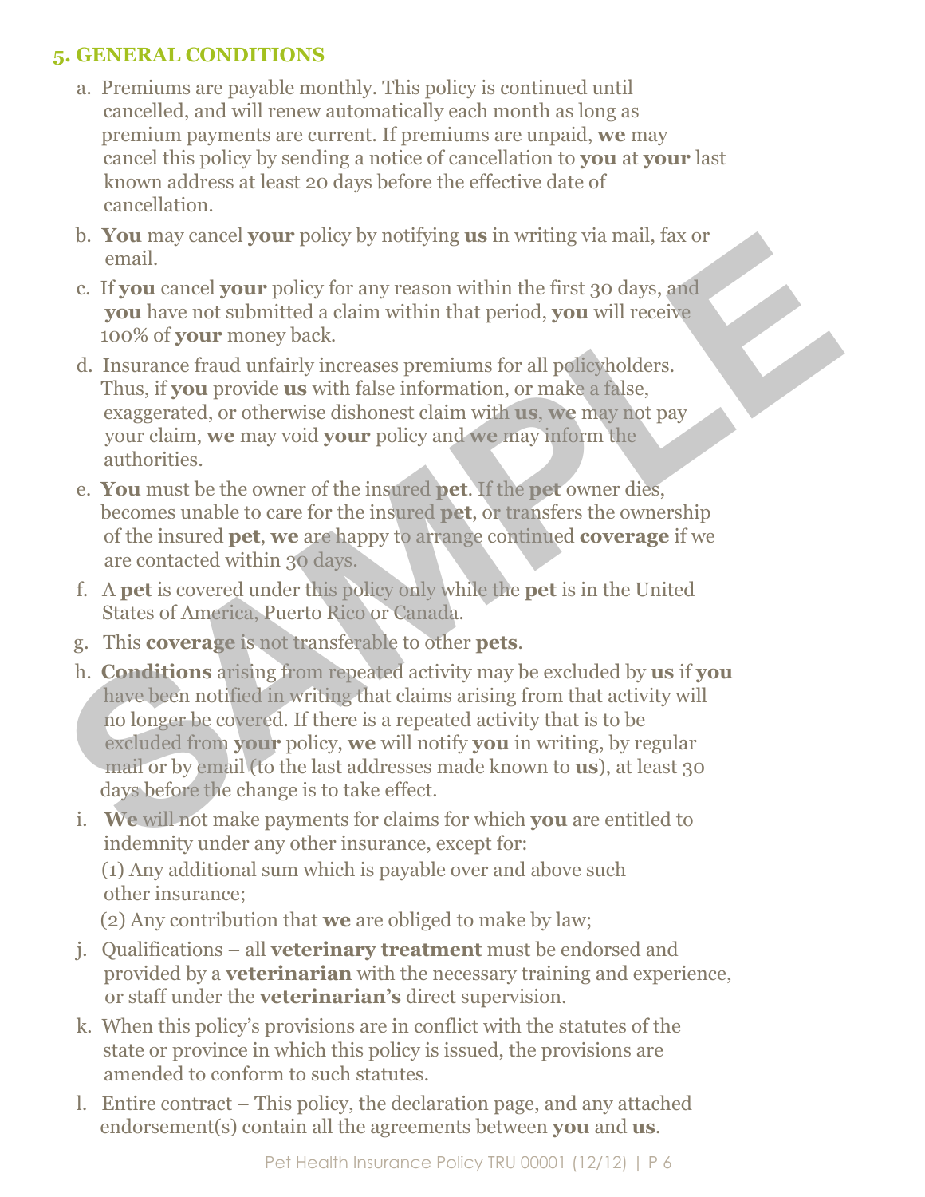## 5. GENERAL CONDITIONS

a. Premiums are payable monthly. This policy is continued until cancelled, and will renew automatically each month as long as premium payments are current. If premiums are unpaid, **we** may cancel this policy by sending a notice of cancellation to **you** at **your** last known address at least 20 days before the effective date of cancellation.

b. **You** may cancel **your** policy by notifying **us** in writing via mail, fax or email.

c. If **you** cancel **your** policy for any reason within the first 30 days, and **you** have not submitted a claim within that period, **you** will receive 100% of **your** money back.

d. Insurance fraud unfairly increases premiums for all policyholders. Thus, if **you** provide **us** with false information, or make a false, exaggerated, or otherwise dishonest claim with **us**, **we** may not pay your claim, **we** may void **your** policy and **we** may inform the authorities.

e. **You** must be the owner of the insured **pet**. If the **pet** owner dies, becomes unable to care for the insured **pet**, or transfers the ownership of the insured **pet**, **we** are happy to arrange continued **coverage** if we are contacted within 30 days.

f. A **pet** is covered under this policy only while the **pet** is in the United States of America, Puerto Rico or Canada.

g. This **coverage** is not transferable to other **pets**.

h. **Conditions** arising from repeated activity may be excluded by **us** if **you** have been notified in writing that claims arising from that activity will no longer be covered. If there is a repeated activity that is to be excluded from **your** policy, **we** will notify **you** in writing, by regular mail or by email (to the last addresses made known to **us**), at least 30 days before the change is to take effect.

i. **We** will not make payments for claims for which **you** are entitled to indemnity under any other insurance, except for:

   (1) Any additional sum which is payable over and above such other insurance;

   (2) Any contribution that **we** are obliged to make by law;

j. Qualifications – all **veterinary treatment** must be endorsed and provided by a **veterinarian** with the necessary training and experience, or staff under the **veterinarian's** direct supervision.

k. When this policy's provisions are in conflict with the statutes of the state or province in which this policy is issued, the provisions are amended to conform to such statutes.

l. Entire contract – This policy, the declaration page, and any attached endorsement(s) contain all the agreements between **you** and **us**.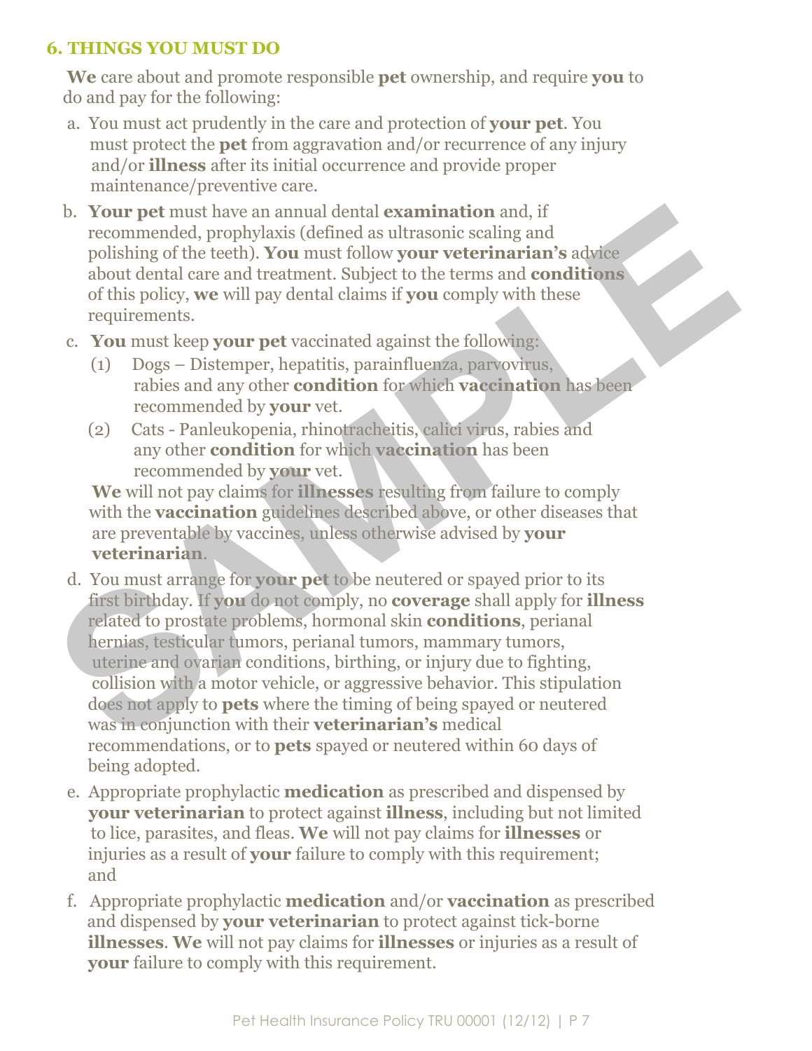## 6. THINGS YOU MUST DO

**We** care about and promote responsible **pet** ownership, and require **you** to do and pay for the following:

a. You must act prudently in the care and protection of **your pet**. You must protect the **pet** from aggravation and/or recurrence of any injury and/or **illness** after its initial occurrence and provide proper maintenance/preventive care.

b. **Your pet** must have an annual dental **examination** and, if recommended, prophylaxis (defined as ultrasonic scaling and polishing of the teeth). **You** must follow **your veterinarian's** advice about dental care and treatment. Subject to the terms and **conditions** of this policy, **we** will pay dental claims if **you** comply with these requirements.

c. **You** must keep **your pet** vaccinated against the following:

   (1) Dogs – Distemper, hepatitis, parainfluenza, parvovirus, rabies and any other **condition** for which **vaccination** has been recommended by **your** vet.

   (2) Cats - Panleukopenia, rhinotracheitis, calici virus, rabies and any other **condition** for which **vaccination** has been recommended by **your** vet.

   **We** will not pay claims for **illnesses** resulting from failure to comply with the **vaccination** guidelines described above, or other diseases that are preventable by vaccines, unless otherwise advised by **your veterinarian**.

d. You must arrange for **your pet** to be neutered or spayed prior to its first birthday. If **you** do not comply, no **coverage** shall apply for **illness** related to prostate problems, hormonal skin **conditions**, perianal hernias, testicular tumors, perianal tumors, mammary tumors, uterine and ovarian conditions, birthing, or injury due to fighting, collision with a motor vehicle, or aggressive behavior. This stipulation does not apply to **pets** where the timing of being spayed or neutered was in conjunction with their **veterinarian's** medical recommendations, or to **pets** spayed or neutered within 60 days of being adopted.

e. Appropriate prophylactic **medication** as prescribed and dispensed by **your veterinarian** to protect against **illness**, including but not limited to lice, parasites, and fleas. **We** will not pay claims for **illnesses** or injuries as a result of **your** failure to comply with this requirement; and

f. Appropriate prophylactic **medication** and/or **vaccination** as prescribed and dispensed by **your veterinarian** to protect against tick-borne **illnesses**. **We** will not pay claims for **illnesses** or injuries as a result of **your** failure to comply with this requirement.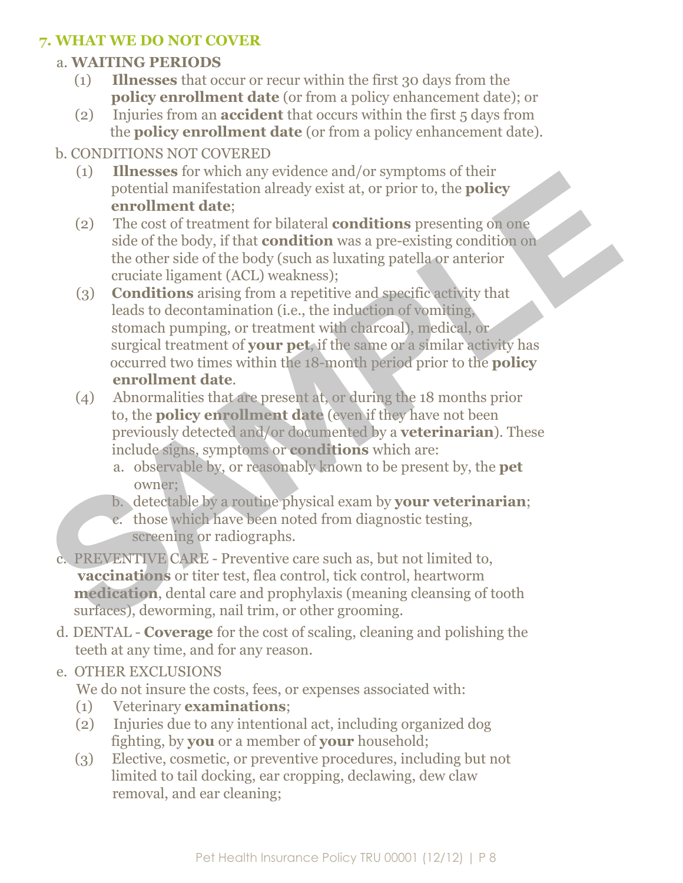## 7. WHAT WE DO NOT COVER

a. **WAITING PERIODS**

(1) **Illnesses** that occur or recur within the first 30 days from the **policy enrollment date** (or from a policy enhancement date); or

(2) Injuries from an **accident** that occurs within the first 5 days from the **policy enrollment date** (or from a policy enhancement date).

b. CONDITIONS NOT COVERED

(1) **Illnesses** for which any evidence and/or symptoms of their potential manifestation already exist at, or prior to, the **policy enrollment date**;

(2) The cost of treatment for bilateral **conditions** presenting on one side of the body, if that **condition** was a pre-existing condition on the other side of the body (such as luxating patella or anterior cruciate ligament (ACL) weakness);

(3) **Conditions** arising from a repetitive and specific activity that leads to decontamination (i.e., the induction of vomiting, stomach pumping, or treatment with charcoal), medical, or surgical treatment of **your pet**, if the same or a similar activity has occurred two times within the 18-month period prior to the **policy enrollment date**.

(4) Abnormalities that are present at, or during the 18 months prior to, the **policy enrollment date** (even if they have not been previously detected and/or documented by a **veterinarian**). These include signs, symptoms or **conditions** which are:

a. observable by, or reasonably known to be present by, the **pet** owner;

b. detectable by a routine physical exam by **your veterinarian**;

c. those which have been noted from diagnostic testing, screening or radiographs.

c. PREVENTIVE CARE - Preventive care such as, but not limited to, **vaccinations** or titer test, flea control, tick control, heartworm **medication**, dental care and prophylaxis (meaning cleansing of tooth surfaces), deworming, nail trim, or other grooming.

d. DENTAL - **Coverage** for the cost of scaling, cleaning and polishing the teeth at any time, and for any reason.

e. OTHER EXCLUSIONS

We do not insure the costs, fees, or expenses associated with:

(1) Veterinary **examinations**;

(2) Injuries due to any intentional act, including organized dog fighting, by **you** or a member of **your** household;

(3) Elective, cosmetic, or preventive procedures, including but not limited to tail docking, ear cropping, declawing, dew claw removal, and ear cleaning;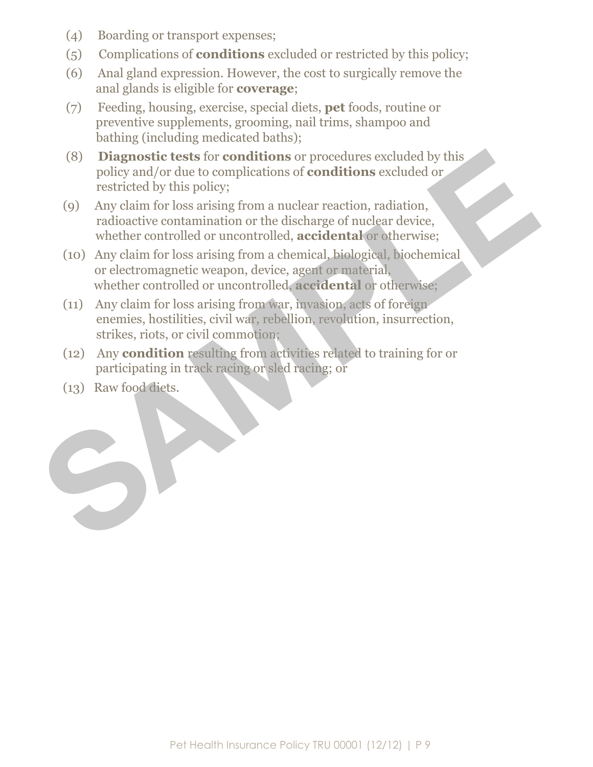(4) Boarding or transport expenses;

(5) Complications of **conditions** excluded or restricted by this policy;

(6) Anal gland expression. However, the cost to surgically remove the anal glands is eligible for **coverage**;

(7) Feeding, housing, exercise, special diets, **pet** foods, routine or preventive supplements, grooming, nail trims, shampoo and bathing (including medicated baths);

(8) **Diagnostic tests** for **conditions** or procedures excluded by this policy and/or due to complications of **conditions** excluded or restricted by this policy;

(9) Any claim for loss arising from a nuclear reaction, radiation, radioactive contamination or the discharge of nuclear device, whether controlled or uncontrolled, **accidental** or otherwise;

(10) Any claim for loss arising from a chemical, biological, biochemical or electromagnetic weapon, device, agent or material, whether controlled or uncontrolled, **accidental** or otherwise;

(11) Any claim for loss arising from war, invasion, acts of foreign enemies, hostilities, civil war, rebellion, revolution, insurrection, strikes, riots, or civil commotion;

(12) Any **condition** resulting from activities related to training for or participating in track racing or sled racing; or

(13) Raw food diets.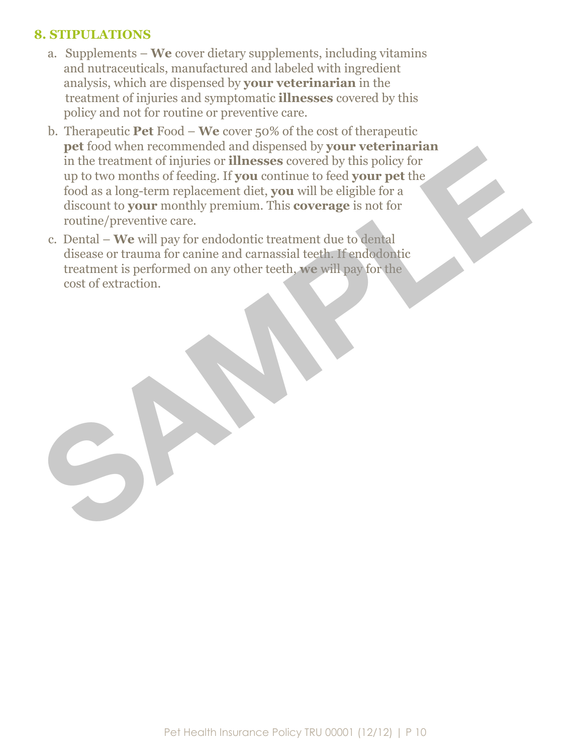## 8. STIPULATIONS

a. Supplements – **We** cover dietary supplements, including vitamins and nutraceuticals, manufactured and labeled with ingredient analysis, which are dispensed by **your veterinarian** in the treatment of injuries and symptomatic **illnesses** covered by this policy and not for routine or preventive care.

b. Therapeutic **Pet** Food – **We** cover 50% of the cost of therapeutic **pet** food when recommended and dispensed by **your veterinarian** in the treatment of injuries or **illnesses** covered by this policy for up to two months of feeding. If **you** continue to feed **your pet** the food as a long-term replacement diet, **you** will be eligible for a discount to **your** monthly premium. This **coverage** is not for routine/preventive care.

c. Dental – **We** will pay for endodontic treatment due to dental disease or trauma for canine and carnassial teeth. If endodontic treatment is performed on any other teeth, **we** will pay for the cost of extraction.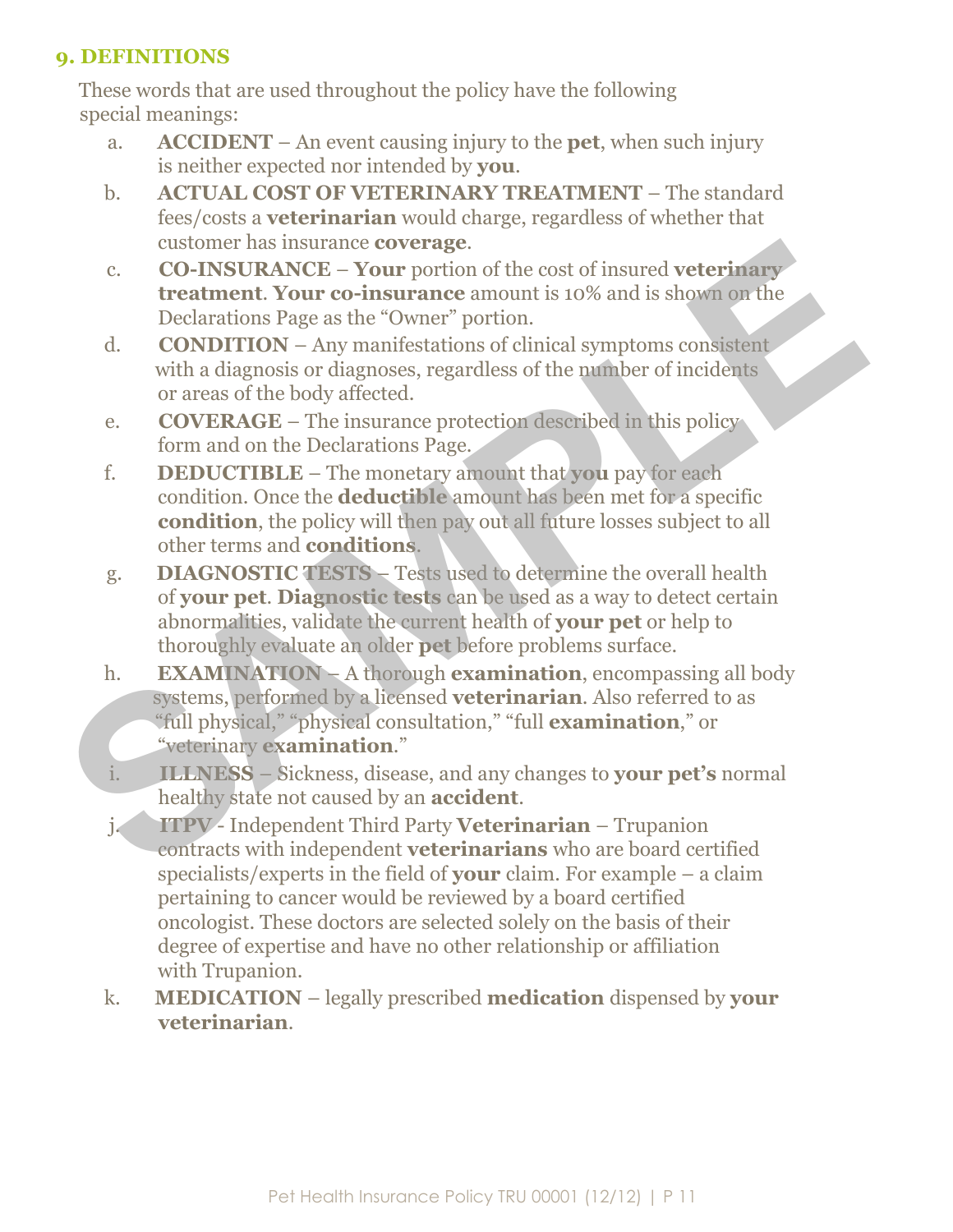## 9. DEFINITIONS

These words that are used throughout the policy have the following special meanings:

a. **ACCIDENT** – An event causing injury to the **pet**, when such injury is neither expected nor intended by **you**.

b. **ACTUAL COST OF VETERINARY TREATMENT** – The standard fees/costs a **veterinarian** would charge, regardless of whether that customer has insurance **coverage**.

c. **CO-INSURANCE** – **Your** portion of the cost of insured **veterinary treatment**. **Your co-insurance** amount is 10% and is shown on the Declarations Page as the "Owner" portion.

d. **CONDITION** – Any manifestations of clinical symptoms consistent with a diagnosis or diagnoses, regardless of the number of incidents or areas of the body affected.

e. **COVERAGE** – The insurance protection described in this policy form and on the Declarations Page.

f. **DEDUCTIBLE** – The monetary amount that **you** pay for each condition. Once the **deductible** amount has been met for a specific **condition**, the policy will then pay out all future losses subject to all other terms and **conditions**.

g. **DIAGNOSTIC TESTS** – Tests used to determine the overall health of **your pet**. **Diagnostic tests** can be used as a way to detect certain abnormalities, validate the current health of **your pet** or help to thoroughly evaluate an older **pet** before problems surface.

h. **EXAMINATION** – A thorough **examination**, encompassing all body systems, performed by a licensed **veterinarian**. Also referred to as "full physical," "physical consultation," "full **examination**," or "veterinary **examination**."

i. **ILLNESS** – Sickness, disease, and any changes to **your pet's** normal healthy state not caused by an **accident**.

j. **ITPV** - Independent Third Party **Veterinarian** – Trupanion contracts with independent **veterinarians** who are board certified specialists/experts in the field of **your** claim. For example – a claim pertaining to cancer would be reviewed by a board certified oncologist. These doctors are selected solely on the basis of their degree of expertise and have no other relationship or affiliation with Trupanion.

k. **MEDICATION** – legally prescribed **medication** dispensed by **your veterinarian**.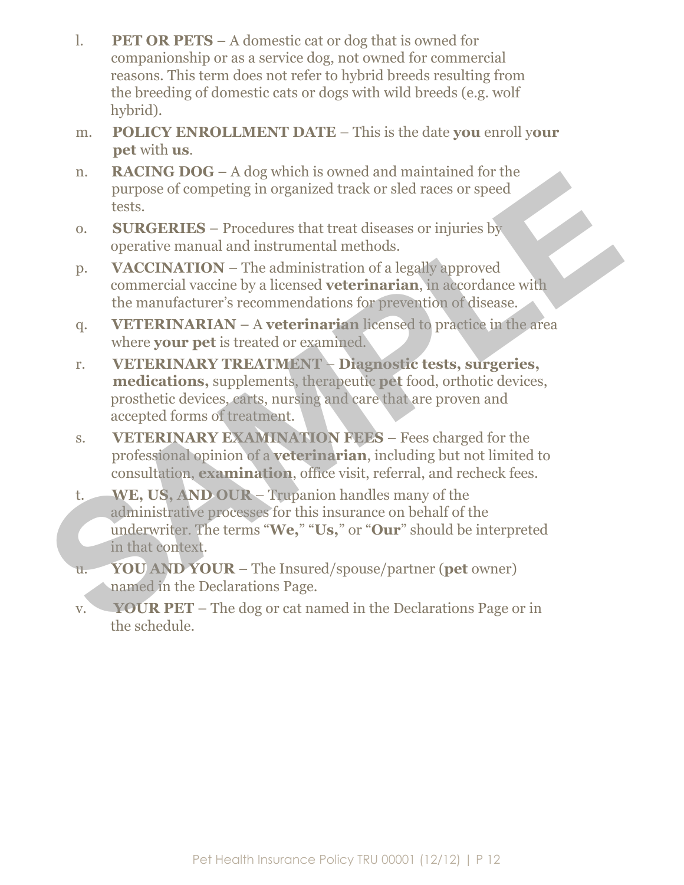l. **PET OR PETS** – A domestic cat or dog that is owned for companionship or as a service dog, not owned for commercial reasons. This term does not refer to hybrid breeds resulting from the breeding of domestic cats or dogs with wild breeds (e.g. wolf hybrid).

m. **POLICY ENROLLMENT DATE** – This is the date **you** enroll **your pet** with **us**.

n. **RACING DOG** – A dog which is owned and maintained for the purpose of competing in organized track or sled races or speed tests.

o. **SURGERIES** – Procedures that treat diseases or injuries by operative manual and instrumental methods.

p. **VACCINATION** – The administration of a legally approved commercial vaccine by a licensed **veterinarian**, in accordance with the manufacturer's recommendations for prevention of disease.

q. **VETERINARIAN** – A **veterinarian** licensed to practice in the area where **your pet** is treated or examined.

r. **VETERINARY TREATMENT** – **Diagnostic tests, surgeries, medications,** supplements, therapeutic **pet** food, orthotic devices, prosthetic devices, carts, nursing and care that are proven and accepted forms of treatment.

s. **VETERINARY EXAMINATION FEES** – Fees charged for the professional opinion of a **veterinarian**, including but not limited to consultation, **examination**, office visit, referral, and recheck fees.

t. **WE, US, AND OUR** – Trupanion handles many of the administrative processes for this insurance on behalf of the underwriter. The terms "**We,**" "**Us,**" or "**Our**" should be interpreted in that context.

u. **YOU AND YOUR** – The Insured/spouse/partner (**pet** owner) named in the Declarations Page.

v. **YOUR PET** – The dog or cat named in the Declarations Page or in the schedule.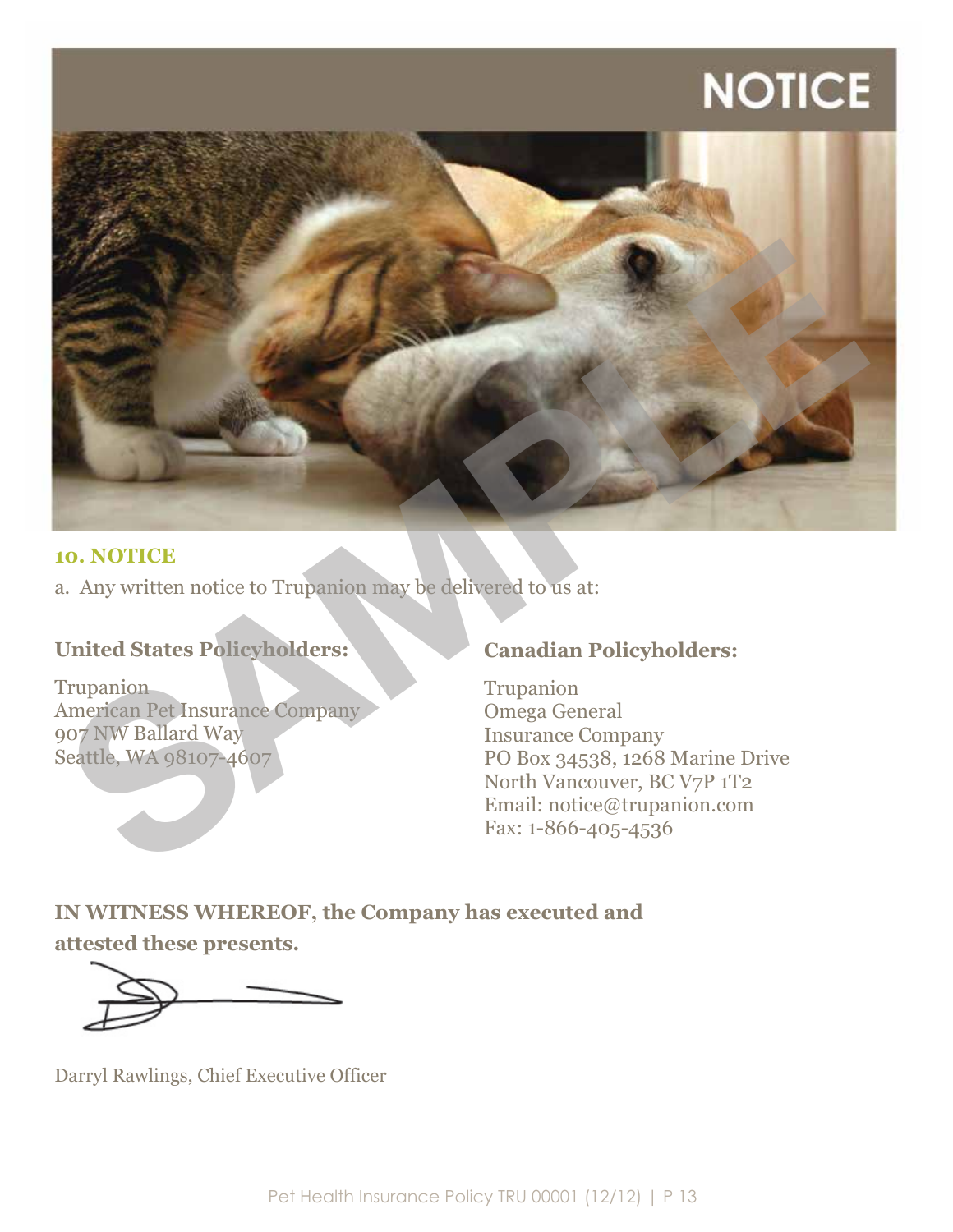# NOTICE

## 10. NOTICE

a. Any written notice to Trupanion may be delivered to us at:

**United States Policyholders:**

Trupanion
American Pet Insurance Company
907 NW Ballard Way
Seattle, WA 98107-4607

**Canadian Policyholders:**

Trupanion
Omega General
Insurance Company
PO Box 34538, 1268 Marine Drive
North Vancouver, BC V7P 1T2
Email: notice@trupanion.com
Fax: 1-866-405-4536

**IN WITNESS WHEREOF, the Company has executed and attested these presents.**

Darryl Rawlings, Chief Executive Officer